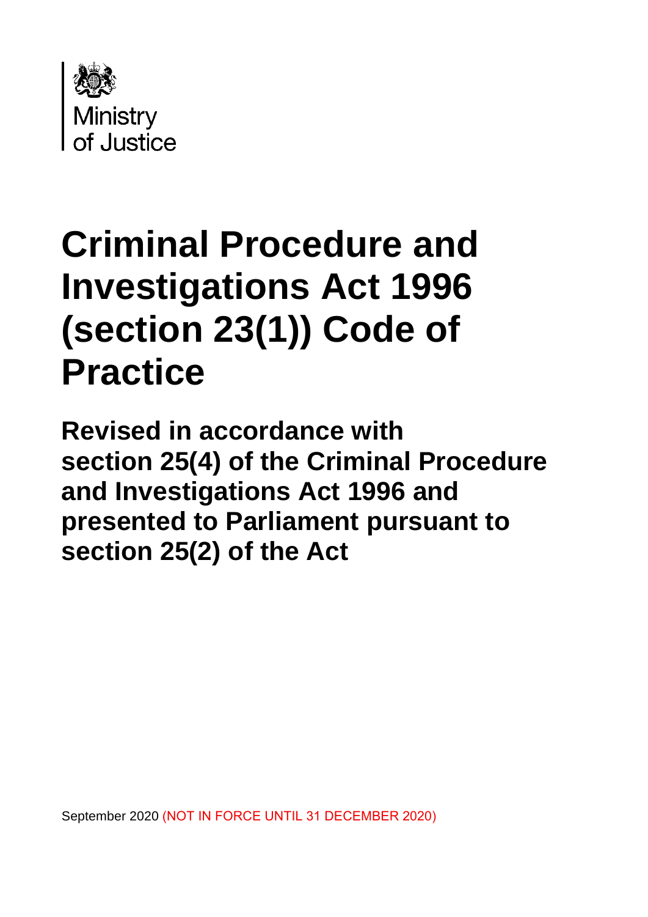Ministry of Justice

# Criminal Procedure and Investigations Act 1996 (section 23(1)) Code of Practice

## Revised in accordance with section 25(4) of the Criminal Procedure and Investigations Act 1996 and presented to Parliament pursuant to section 25(2) of the Act

September 2020 (NOT IN FORCE UNTIL 31 DECEMBER 2020)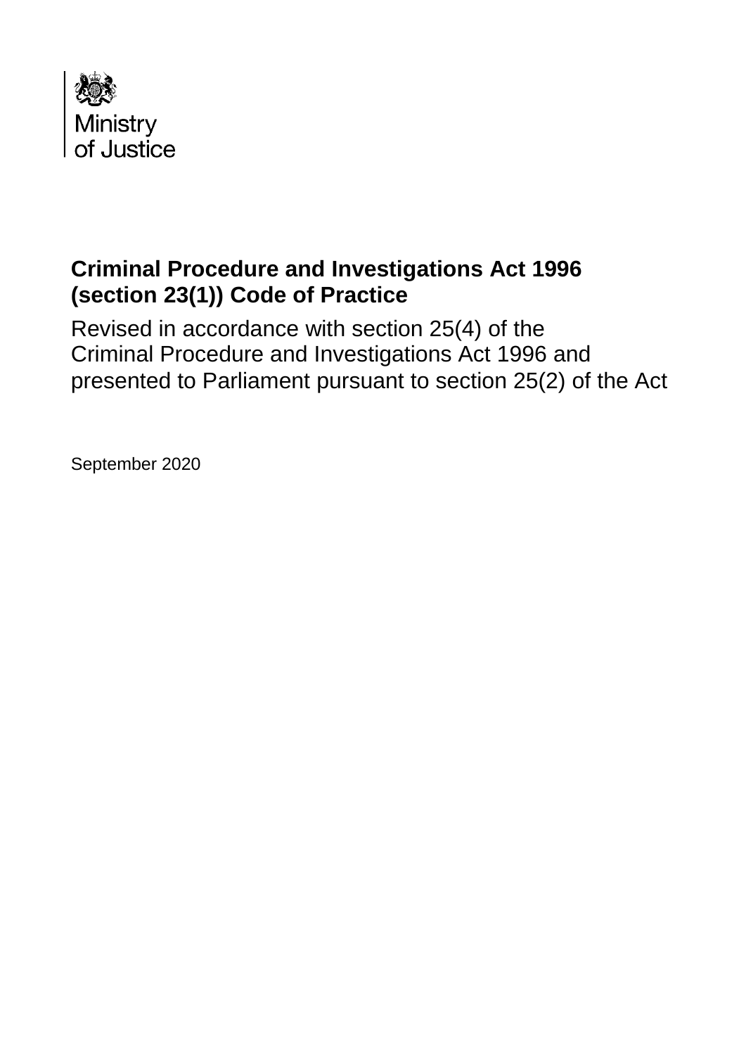Ministry of Justice

# Criminal Procedure and Investigations Act 1996 (section 23(1)) Code of Practice

Revised in accordance with section 25(4) of the Criminal Procedure and Investigations Act 1996 and presented to Parliament pursuant to section 25(2) of the Act

September 2020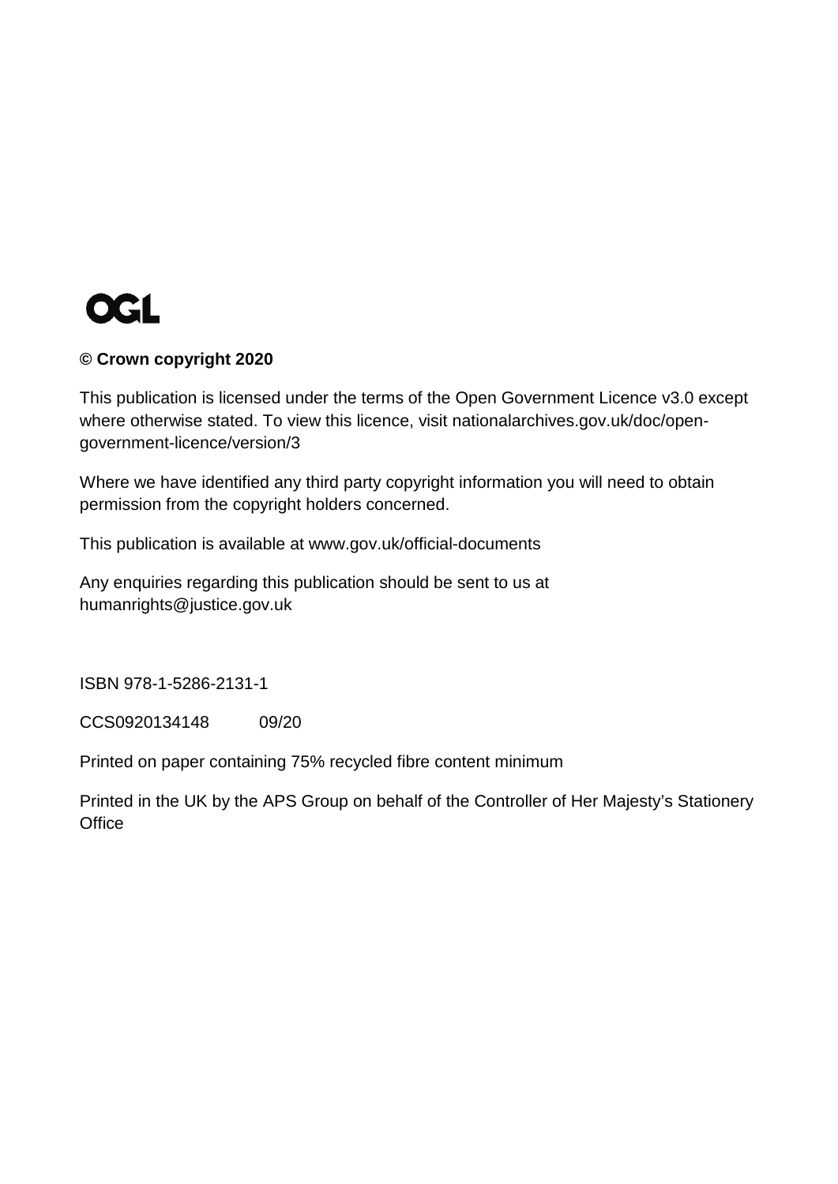OGL

**© Crown copyright 2020**

This publication is licensed under the terms of the Open Government Licence v3.0 except where otherwise stated. To view this licence, visit nationalarchives.gov.uk/doc/open-government-licence/version/3

Where we have identified any third party copyright information you will need to obtain permission from the copyright holders concerned.

This publication is available at www.gov.uk/official-documents

Any enquiries regarding this publication should be sent to us at humanrights@justice.gov.uk

ISBN 978-1-5286-2131-1

CCS0920134148 09/20

Printed on paper containing 75% recycled fibre content minimum

Printed in the UK by the APS Group on behalf of the Controller of Her Majesty's Stationery Office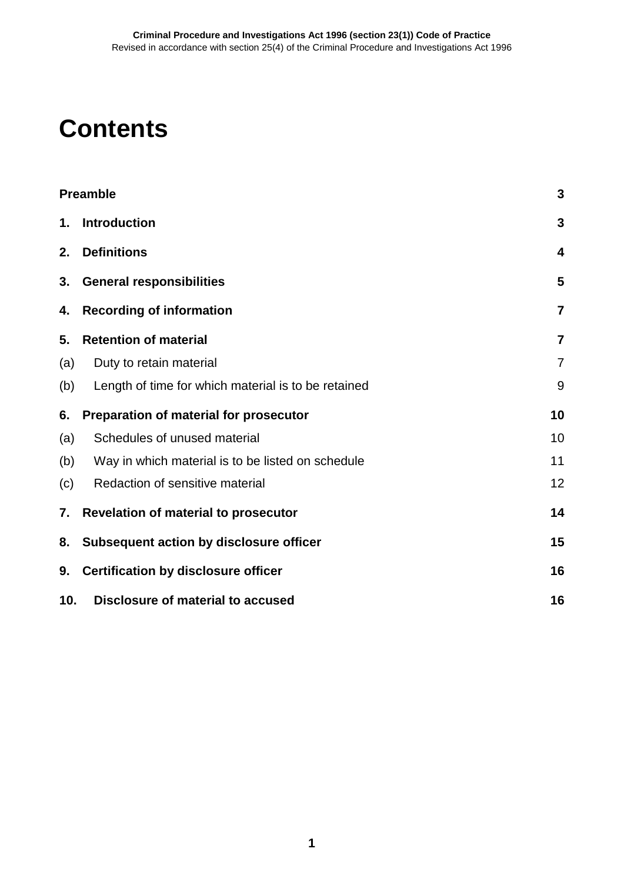# Contents

| | | |
|---|---|---|
| **Preamble** | | **3** |
| **1.** | **Introduction** | **3** |
| **2.** | **Definitions** | **4** |
| **3.** | **General responsibilities** | **5** |
| **4.** | **Recording of information** | **7** |
| **5.** | **Retention of material** | **7** |
| (a) | Duty to retain material | 7 |
| (b) | Length of time for which material is to be retained | 9 |
| **6.** | **Preparation of material for prosecutor** | **10** |
| (a) | Schedules of unused material | 10 |
| (b) | Way in which material is to be listed on schedule | 11 |
| (c) | Redaction of sensitive material | 12 |
| **7.** | **Revelation of material to prosecutor** | **14** |
| **8.** | **Subsequent action by disclosure officer** | **15** |
| **9.** | **Certification by disclosure officer** | **16** |
| **10.** | **Disclosure of material to accused** | **16** |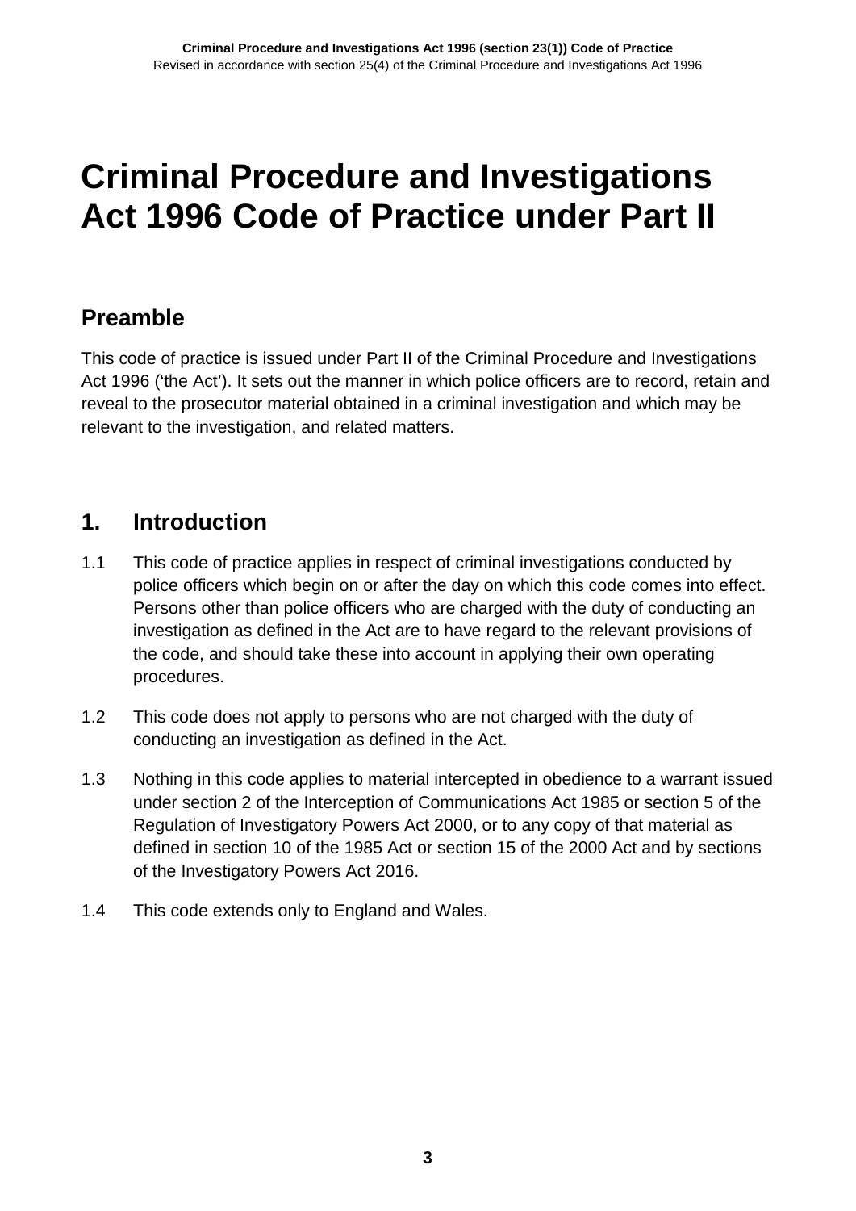# Criminal Procedure and Investigations Act 1996 Code of Practice under Part II

## Preamble

This code of practice is issued under Part II of the Criminal Procedure and Investigations Act 1996 ('the Act'). It sets out the manner in which police officers are to record, retain and reveal to the prosecutor material obtained in a criminal investigation and which may be relevant to the investigation, and related matters.

## 1. Introduction

1.1 This code of practice applies in respect of criminal investigations conducted by police officers which begin on or after the day on which this code comes into effect. Persons other than police officers who are charged with the duty of conducting an investigation as defined in the Act are to have regard to the relevant provisions of the code, and should take these into account in applying their own operating procedures.

1.2 This code does not apply to persons who are not charged with the duty of conducting an investigation as defined in the Act.

1.3 Nothing in this code applies to material intercepted in obedience to a warrant issued under section 2 of the Interception of Communications Act 1985 or section 5 of the Regulation of Investigatory Powers Act 2000, or to any copy of that material as defined in section 10 of the 1985 Act or section 15 of the 2000 Act and by sections of the Investigatory Powers Act 2016.

1.4 This code extends only to England and Wales.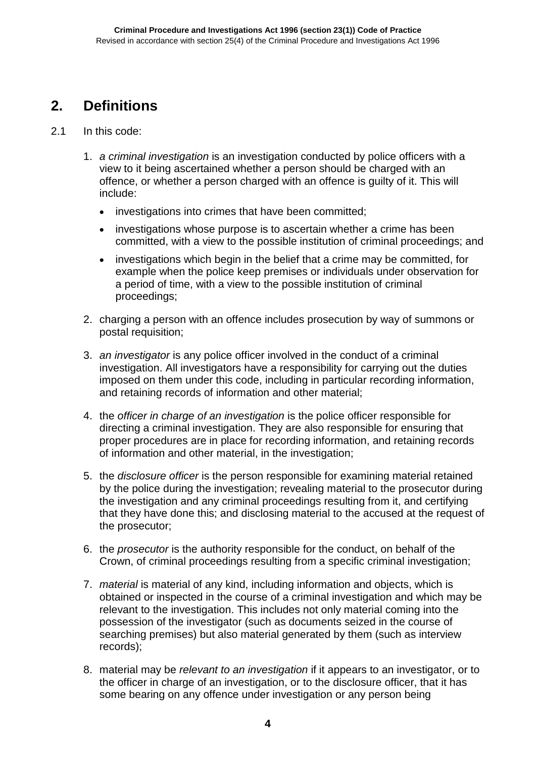## 2. Definitions

2.1 In this code:

1. *a criminal investigation* is an investigation conducted by police officers with a view to it being ascertained whether a person should be charged with an offence, or whether a person charged with an offence is guilty of it. This will include:
   - investigations into crimes that have been committed;
   - investigations whose purpose is to ascertain whether a crime has been committed, with a view to the possible institution of criminal proceedings; and
   - investigations which begin in the belief that a crime may be committed, for example when the police keep premises or individuals under observation for a period of time, with a view to the possible institution of criminal proceedings;
2. charging a person with an offence includes prosecution by way of summons or postal requisition;
3. *an investigator* is any police officer involved in the conduct of a criminal investigation. All investigators have a responsibility for carrying out the duties imposed on them under this code, including in particular recording information, and retaining records of information and other material;
4. the *officer in charge of an investigation* is the police officer responsible for directing a criminal investigation. They are also responsible for ensuring that proper procedures are in place for recording information, and retaining records of information and other material, in the investigation;
5. the *disclosure officer* is the person responsible for examining material retained by the police during the investigation; revealing material to the prosecutor during the investigation and any criminal proceedings resulting from it, and certifying that they have done this; and disclosing material to the accused at the request of the prosecutor;
6. the *prosecutor* is the authority responsible for the conduct, on behalf of the Crown, of criminal proceedings resulting from a specific criminal investigation;
7. *material* is material of any kind, including information and objects, which is obtained or inspected in the course of a criminal investigation and which may be relevant to the investigation. This includes not only material coming into the possession of the investigator (such as documents seized in the course of searching premises) but also material generated by them (such as interview records);
8. material may be *relevant to an investigation* if it appears to an investigator, or to the officer in charge of an investigation, or to the disclosure officer, that it has some bearing on any offence under investigation or any person being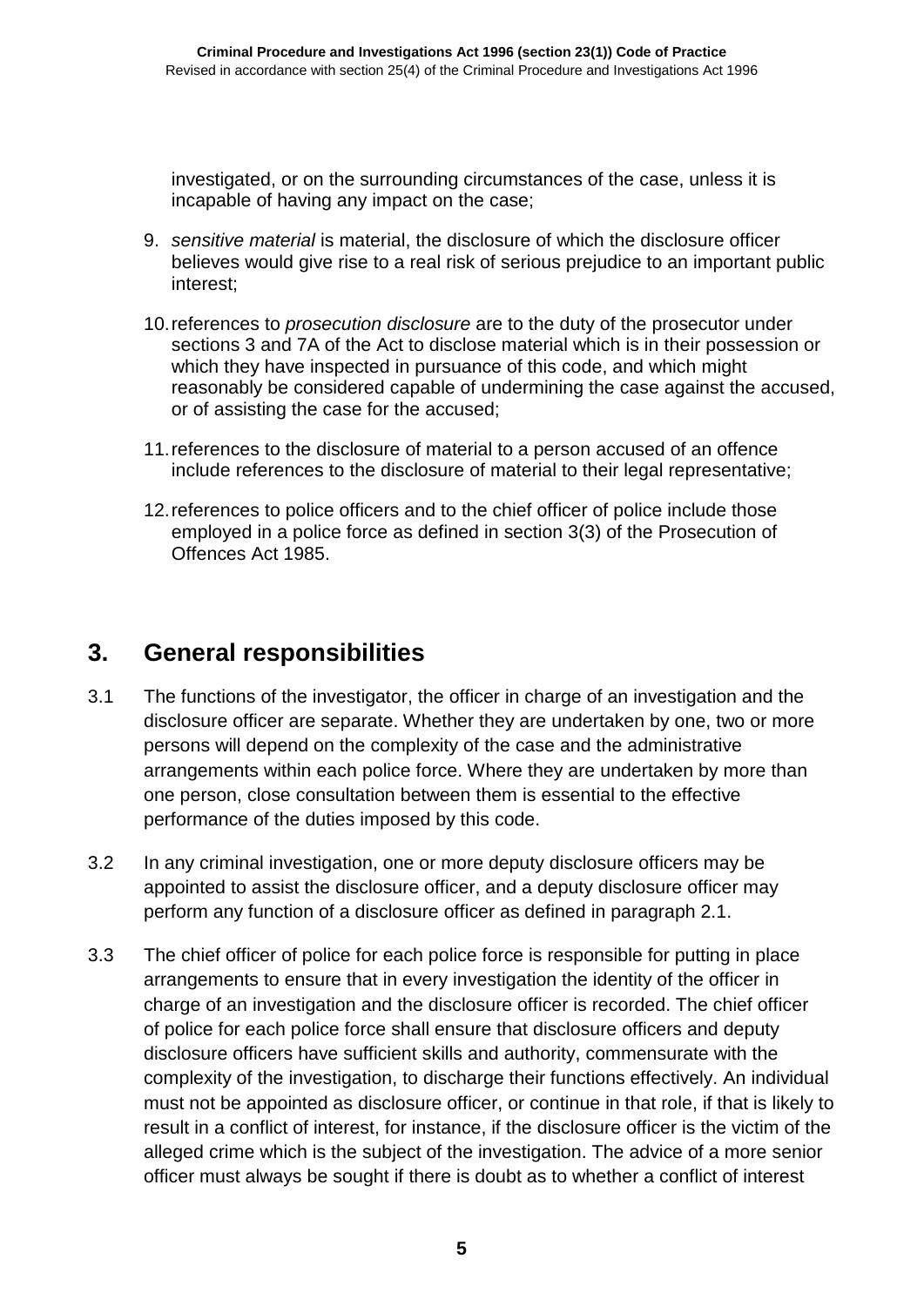investigated, or on the surrounding circumstances of the case, unless it is incapable of having any impact on the case;

9. *sensitive material* is material, the disclosure of which the disclosure officer believes would give rise to a real risk of serious prejudice to an important public interest;

10. references to *prosecution disclosure* are to the duty of the prosecutor under sections 3 and 7A of the Act to disclose material which is in their possession or which they have inspected in pursuance of this code, and which might reasonably be considered capable of undermining the case against the accused, or of assisting the case for the accused;

11. references to the disclosure of material to a person accused of an offence include references to the disclosure of material to their legal representative;

12. references to police officers and to the chief officer of police include those employed in a police force as defined in section 3(3) of the Prosecution of Offences Act 1985.

## 3. General responsibilities

3.1 The functions of the investigator, the officer in charge of an investigation and the disclosure officer are separate. Whether they are undertaken by one, two or more persons will depend on the complexity of the case and the administrative arrangements within each police force. Where they are undertaken by more than one person, close consultation between them is essential to the effective performance of the duties imposed by this code.

3.2 In any criminal investigation, one or more deputy disclosure officers may be appointed to assist the disclosure officer, and a deputy disclosure officer may perform any function of a disclosure officer as defined in paragraph 2.1.

3.3 The chief officer of police for each police force is responsible for putting in place arrangements to ensure that in every investigation the identity of the officer in charge of an investigation and the disclosure officer is recorded. The chief officer of police for each police force shall ensure that disclosure officers and deputy disclosure officers have sufficient skills and authority, commensurate with the complexity of the investigation, to discharge their functions effectively. An individual must not be appointed as disclosure officer, or continue in that role, if that is likely to result in a conflict of interest, for instance, if the disclosure officer is the victim of the alleged crime which is the subject of the investigation. The advice of a more senior officer must always be sought if there is doubt as to whether a conflict of interest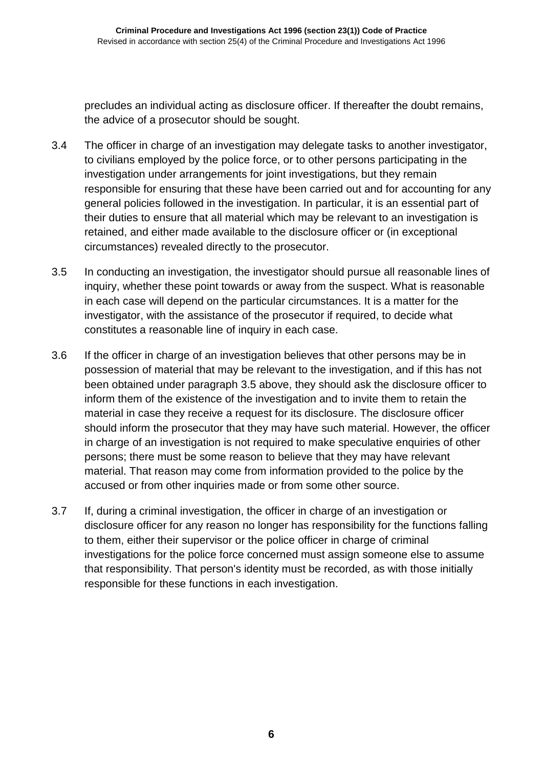precludes an individual acting as disclosure officer. If thereafter the doubt remains, the advice of a prosecutor should be sought.

3.4 The officer in charge of an investigation may delegate tasks to another investigator, to civilians employed by the police force, or to other persons participating in the investigation under arrangements for joint investigations, but they remain responsible for ensuring that these have been carried out and for accounting for any general policies followed in the investigation. In particular, it is an essential part of their duties to ensure that all material which may be relevant to an investigation is retained, and either made available to the disclosure officer or (in exceptional circumstances) revealed directly to the prosecutor.

3.5 In conducting an investigation, the investigator should pursue all reasonable lines of inquiry, whether these point towards or away from the suspect. What is reasonable in each case will depend on the particular circumstances. It is a matter for the investigator, with the assistance of the prosecutor if required, to decide what constitutes a reasonable line of inquiry in each case.

3.6 If the officer in charge of an investigation believes that other persons may be in possession of material that may be relevant to the investigation, and if this has not been obtained under paragraph 3.5 above, they should ask the disclosure officer to inform them of the existence of the investigation and to invite them to retain the material in case they receive a request for its disclosure. The disclosure officer should inform the prosecutor that they may have such material. However, the officer in charge of an investigation is not required to make speculative enquiries of other persons; there must be some reason to believe that they may have relevant material. That reason may come from information provided to the police by the accused or from other inquiries made or from some other source.

3.7 If, during a criminal investigation, the officer in charge of an investigation or disclosure officer for any reason no longer has responsibility for the functions falling to them, either their supervisor or the police officer in charge of criminal investigations for the police force concerned must assign someone else to assume that responsibility. That person's identity must be recorded, as with those initially responsible for these functions in each investigation.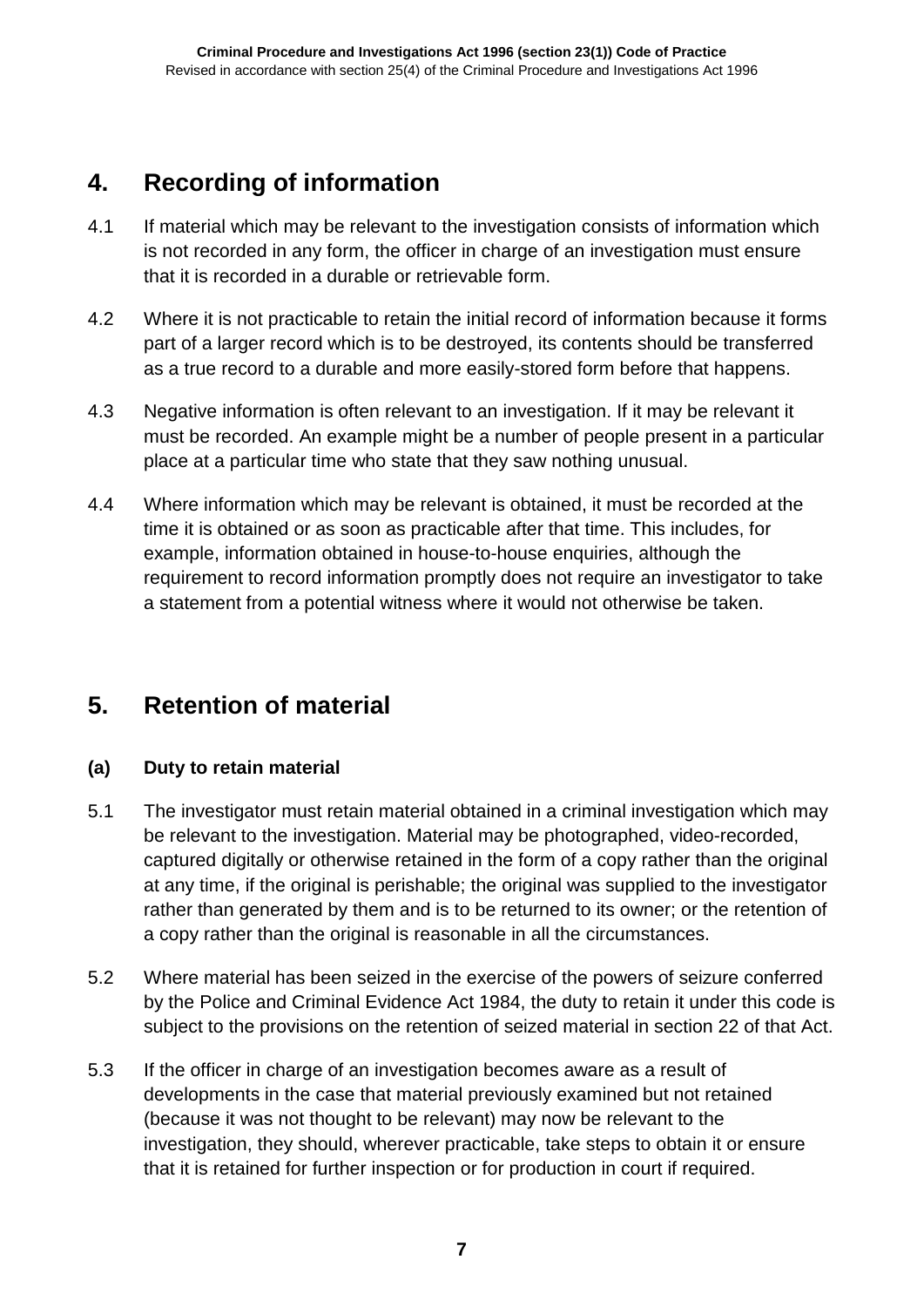## 4. Recording of information

4.1 If material which may be relevant to the investigation consists of information which is not recorded in any form, the officer in charge of an investigation must ensure that it is recorded in a durable or retrievable form.

4.2 Where it is not practicable to retain the initial record of information because it forms part of a larger record which is to be destroyed, its contents should be transferred as a true record to a durable and more easily-stored form before that happens.

4.3 Negative information is often relevant to an investigation. If it may be relevant it must be recorded. An example might be a number of people present in a particular place at a particular time who state that they saw nothing unusual.

4.4 Where information which may be relevant is obtained, it must be recorded at the time it is obtained or as soon as practicable after that time. This includes, for example, information obtained in house-to-house enquiries, although the requirement to record information promptly does not require an investigator to take a statement from a potential witness where it would not otherwise be taken.

## 5. Retention of material

### (a) Duty to retain material

5.1 The investigator must retain material obtained in a criminal investigation which may be relevant to the investigation. Material may be photographed, video-recorded, captured digitally or otherwise retained in the form of a copy rather than the original at any time, if the original is perishable; the original was supplied to the investigator rather than generated by them and is to be returned to its owner; or the retention of a copy rather than the original is reasonable in all the circumstances.

5.2 Where material has been seized in the exercise of the powers of seizure conferred by the Police and Criminal Evidence Act 1984, the duty to retain it under this code is subject to the provisions on the retention of seized material in section 22 of that Act.

5.3 If the officer in charge of an investigation becomes aware as a result of developments in the case that material previously examined but not retained (because it was not thought to be relevant) may now be relevant to the investigation, they should, wherever practicable, take steps to obtain it or ensure that it is retained for further inspection or for production in court if required.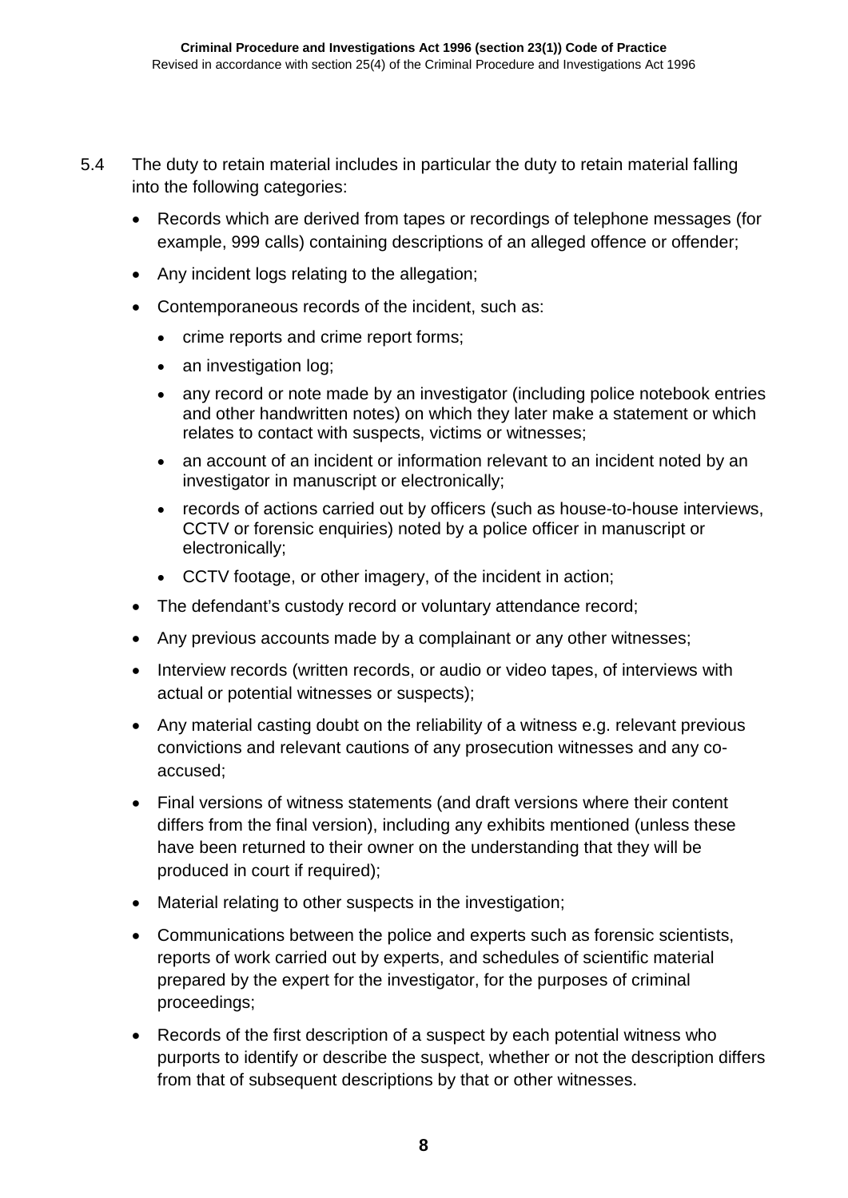5.4 The duty to retain material includes in particular the duty to retain material falling into the following categories:

- Records which are derived from tapes or recordings of telephone messages (for example, 999 calls) containing descriptions of an alleged offence or offender;
- Any incident logs relating to the allegation;
- Contemporaneous records of the incident, such as:
  - crime reports and crime report forms;
  - an investigation log;
  - any record or note made by an investigator (including police notebook entries and other handwritten notes) on which they later make a statement or which relates to contact with suspects, victims or witnesses;
  - an account of an incident or information relevant to an incident noted by an investigator in manuscript or electronically;
  - records of actions carried out by officers (such as house-to-house interviews, CCTV or forensic enquiries) noted by a police officer in manuscript or electronically;
  - CCTV footage, or other imagery, of the incident in action;
- The defendant's custody record or voluntary attendance record;
- Any previous accounts made by a complainant or any other witnesses;
- Interview records (written records, or audio or video tapes, of interviews with actual or potential witnesses or suspects);
- Any material casting doubt on the reliability of a witness e.g. relevant previous convictions and relevant cautions of any prosecution witnesses and any co-accused;
- Final versions of witness statements (and draft versions where their content differs from the final version), including any exhibits mentioned (unless these have been returned to their owner on the understanding that they will be produced in court if required);
- Material relating to other suspects in the investigation;
- Communications between the police and experts such as forensic scientists, reports of work carried out by experts, and schedules of scientific material prepared by the expert for the investigator, for the purposes of criminal proceedings;
- Records of the first description of a suspect by each potential witness who purports to identify or describe the suspect, whether or not the description differs from that of subsequent descriptions by that or other witnesses.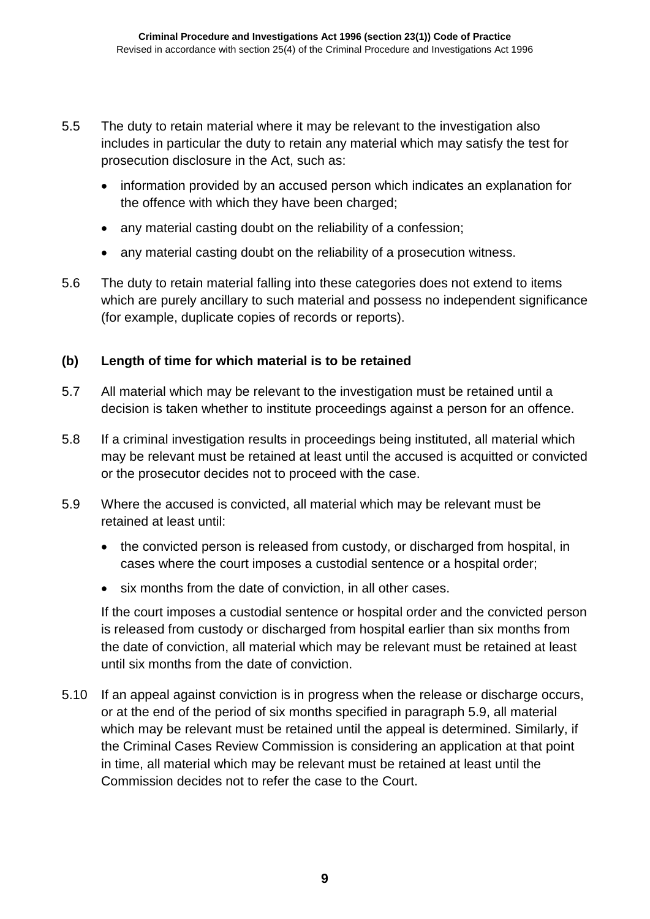5.5 The duty to retain material where it may be relevant to the investigation also includes in particular the duty to retain any material which may satisfy the test for prosecution disclosure in the Act, such as:

- information provided by an accused person which indicates an explanation for the offence with which they have been charged;
- any material casting doubt on the reliability of a confession;
- any material casting doubt on the reliability of a prosecution witness.

5.6 The duty to retain material falling into these categories does not extend to items which are purely ancillary to such material and possess no independent significance (for example, duplicate copies of records or reports).

### (b) Length of time for which material is to be retained

5.7 All material which may be relevant to the investigation must be retained until a decision is taken whether to institute proceedings against a person for an offence.

5.8 If a criminal investigation results in proceedings being instituted, all material which may be relevant must be retained at least until the accused is acquitted or convicted or the prosecutor decides not to proceed with the case.

5.9 Where the accused is convicted, all material which may be relevant must be retained at least until:

- the convicted person is released from custody, or discharged from hospital, in cases where the court imposes a custodial sentence or a hospital order;
- six months from the date of conviction, in all other cases.

If the court imposes a custodial sentence or hospital order and the convicted person is released from custody or discharged from hospital earlier than six months from the date of conviction, all material which may be relevant must be retained at least until six months from the date of conviction.

5.10 If an appeal against conviction is in progress when the release or discharge occurs, or at the end of the period of six months specified in paragraph 5.9, all material which may be relevant must be retained until the appeal is determined. Similarly, if the Criminal Cases Review Commission is considering an application at that point in time, all material which may be relevant must be retained at least until the Commission decides not to refer the case to the Court.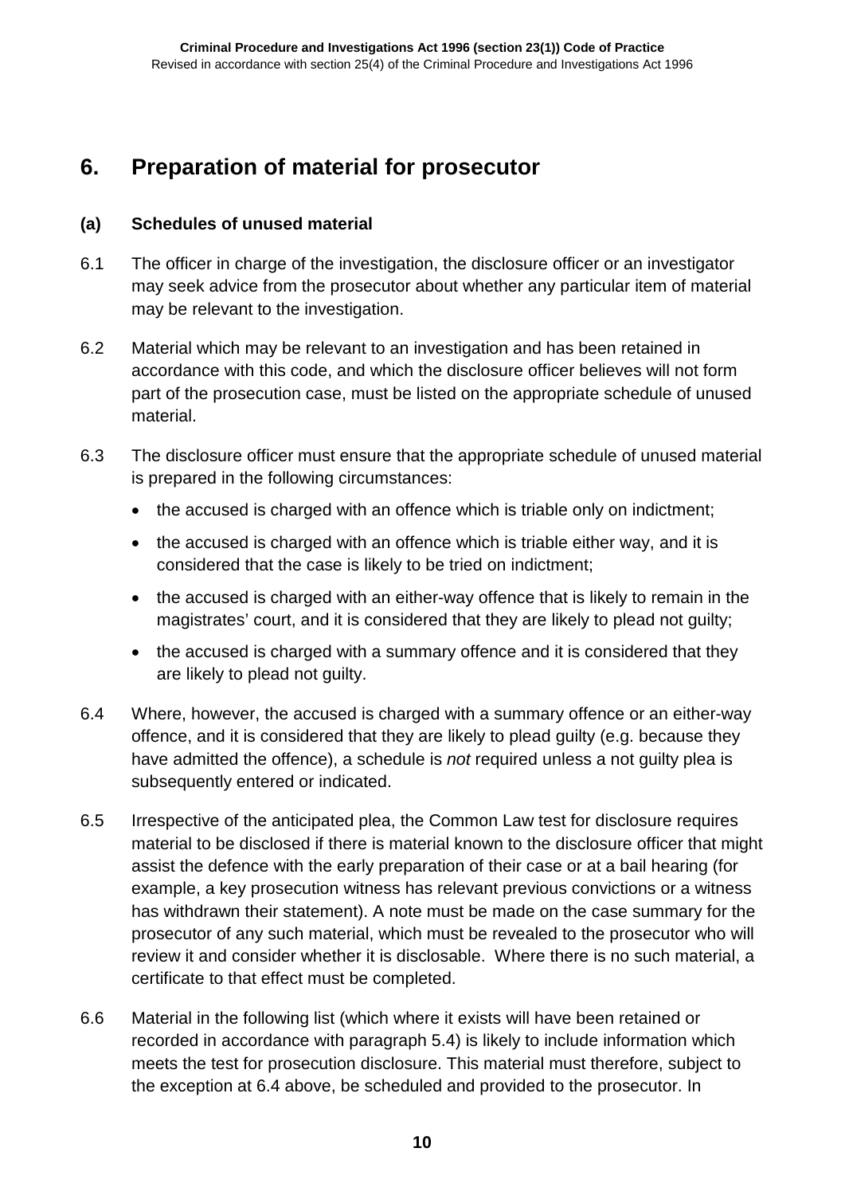# 6. Preparation of material for prosecutor

## (a) Schedules of unused material

6.1 The officer in charge of the investigation, the disclosure officer or an investigator may seek advice from the prosecutor about whether any particular item of material may be relevant to the investigation.

6.2 Material which may be relevant to an investigation and has been retained in accordance with this code, and which the disclosure officer believes will not form part of the prosecution case, must be listed on the appropriate schedule of unused material.

6.3 The disclosure officer must ensure that the appropriate schedule of unused material is prepared in the following circumstances:

- the accused is charged with an offence which is triable only on indictment;
- the accused is charged with an offence which is triable either way, and it is considered that the case is likely to be tried on indictment;
- the accused is charged with an either-way offence that is likely to remain in the magistrates' court, and it is considered that they are likely to plead not guilty;
- the accused is charged with a summary offence and it is considered that they are likely to plead not guilty.

6.4 Where, however, the accused is charged with a summary offence or an either-way offence, and it is considered that they are likely to plead guilty (e.g. because they have admitted the offence), a schedule is *not* required unless a not guilty plea is subsequently entered or indicated.

6.5 Irrespective of the anticipated plea, the Common Law test for disclosure requires material to be disclosed if there is material known to the disclosure officer that might assist the defence with the early preparation of their case or at a bail hearing (for example, a key prosecution witness has relevant previous convictions or a witness has withdrawn their statement). A note must be made on the case summary for the prosecutor of any such material, which must be revealed to the prosecutor who will review it and consider whether it is disclosable. Where there is no such material, a certificate to that effect must be completed.

6.6 Material in the following list (which where it exists will have been retained or recorded in accordance with paragraph 5.4) is likely to include information which meets the test for prosecution disclosure. This material must therefore, subject to the exception at 6.4 above, be scheduled and provided to the prosecutor. In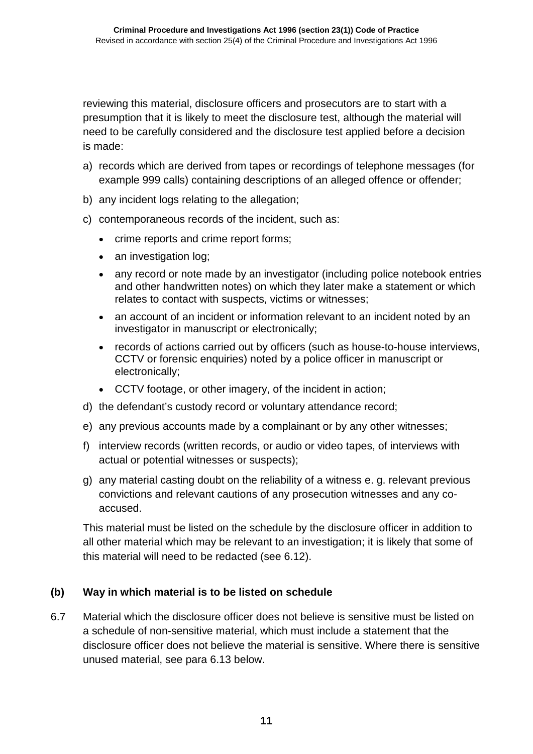reviewing this material, disclosure officers and prosecutors are to start with a presumption that it is likely to meet the disclosure test, although the material will need to be carefully considered and the disclosure test applied before a decision is made:

a) records which are derived from tapes or recordings of telephone messages (for example 999 calls) containing descriptions of an alleged offence or offender;

b) any incident logs relating to the allegation;

c) contemporaneous records of the incident, such as:

- crime reports and crime report forms;
- an investigation log;
- any record or note made by an investigator (including police notebook entries and other handwritten notes) on which they later make a statement or which relates to contact with suspects, victims or witnesses;
- an account of an incident or information relevant to an incident noted by an investigator in manuscript or electronically;
- records of actions carried out by officers (such as house-to-house interviews, CCTV or forensic enquiries) noted by a police officer in manuscript or electronically;
- CCTV footage, or other imagery, of the incident in action;

d) the defendant's custody record or voluntary attendance record;

e) any previous accounts made by a complainant or by any other witnesses;

f) interview records (written records, or audio or video tapes, of interviews with actual or potential witnesses or suspects);

g) any material casting doubt on the reliability of a witness e. g. relevant previous convictions and relevant cautions of any prosecution witnesses and any co-accused.

This material must be listed on the schedule by the disclosure officer in addition to all other material which may be relevant to an investigation; it is likely that some of this material will need to be redacted (see 6.12).

### (b) Way in which material is to be listed on schedule

6.7 Material which the disclosure officer does not believe is sensitive must be listed on a schedule of non-sensitive material, which must include a statement that the disclosure officer does not believe the material is sensitive. Where there is sensitive unused material, see para 6.13 below.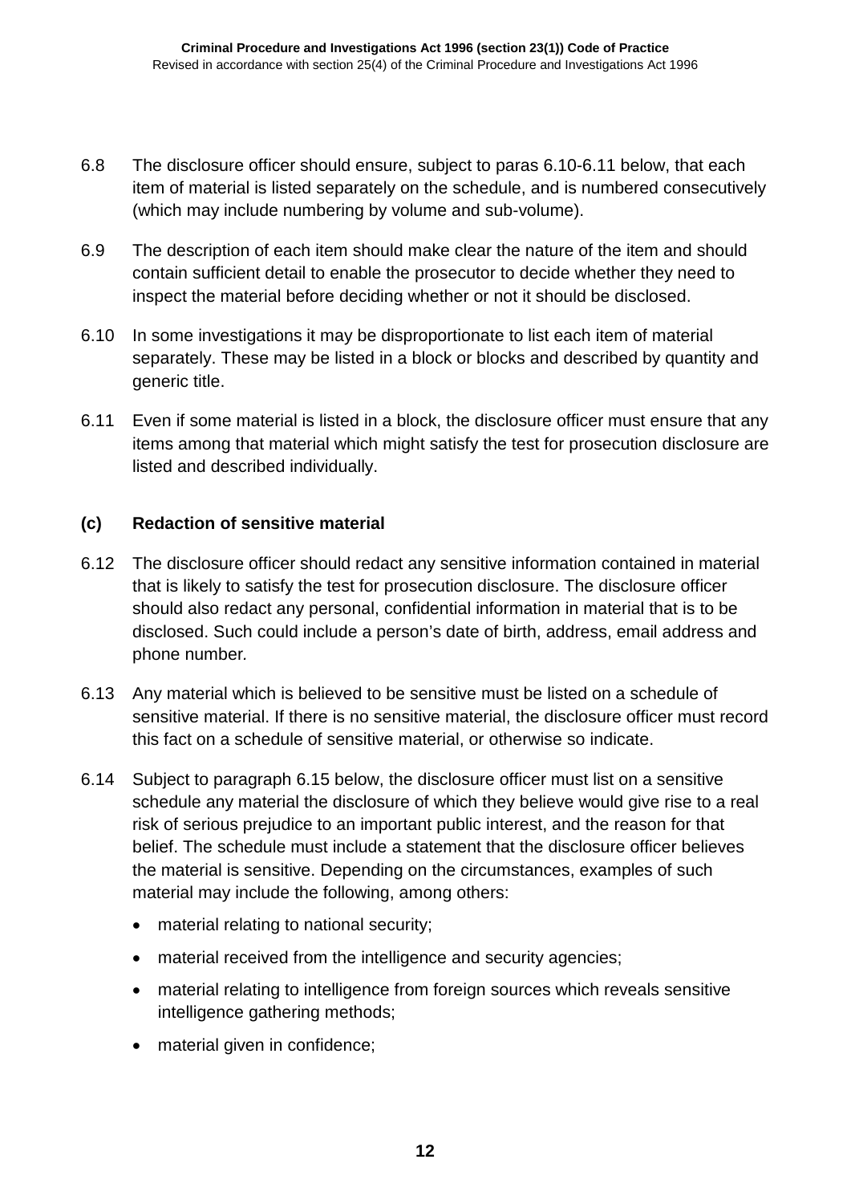6.8 The disclosure officer should ensure, subject to paras 6.10-6.11 below, that each item of material is listed separately on the schedule, and is numbered consecutively (which may include numbering by volume and sub-volume).

6.9 The description of each item should make clear the nature of the item and should contain sufficient detail to enable the prosecutor to decide whether they need to inspect the material before deciding whether or not it should be disclosed.

6.10 In some investigations it may be disproportionate to list each item of material separately. These may be listed in a block or blocks and described by quantity and generic title.

6.11 Even if some material is listed in a block, the disclosure officer must ensure that any items among that material which might satisfy the test for prosecution disclosure are listed and described individually.

### (c) Redaction of sensitive material

6.12 The disclosure officer should redact any sensitive information contained in material that is likely to satisfy the test for prosecution disclosure. The disclosure officer should also redact any personal, confidential information in material that is to be disclosed. Such could include a person's date of birth, address, email address and phone number.

6.13 Any material which is believed to be sensitive must be listed on a schedule of sensitive material. If there is no sensitive material, the disclosure officer must record this fact on a schedule of sensitive material, or otherwise so indicate.

6.14 Subject to paragraph 6.15 below, the disclosure officer must list on a sensitive schedule any material the disclosure of which they believe would give rise to a real risk of serious prejudice to an important public interest, and the reason for that belief. The schedule must include a statement that the disclosure officer believes the material is sensitive. Depending on the circumstances, examples of such material may include the following, among others:

- material relating to national security;
- material received from the intelligence and security agencies;
- material relating to intelligence from foreign sources which reveals sensitive intelligence gathering methods;
- material given in confidence;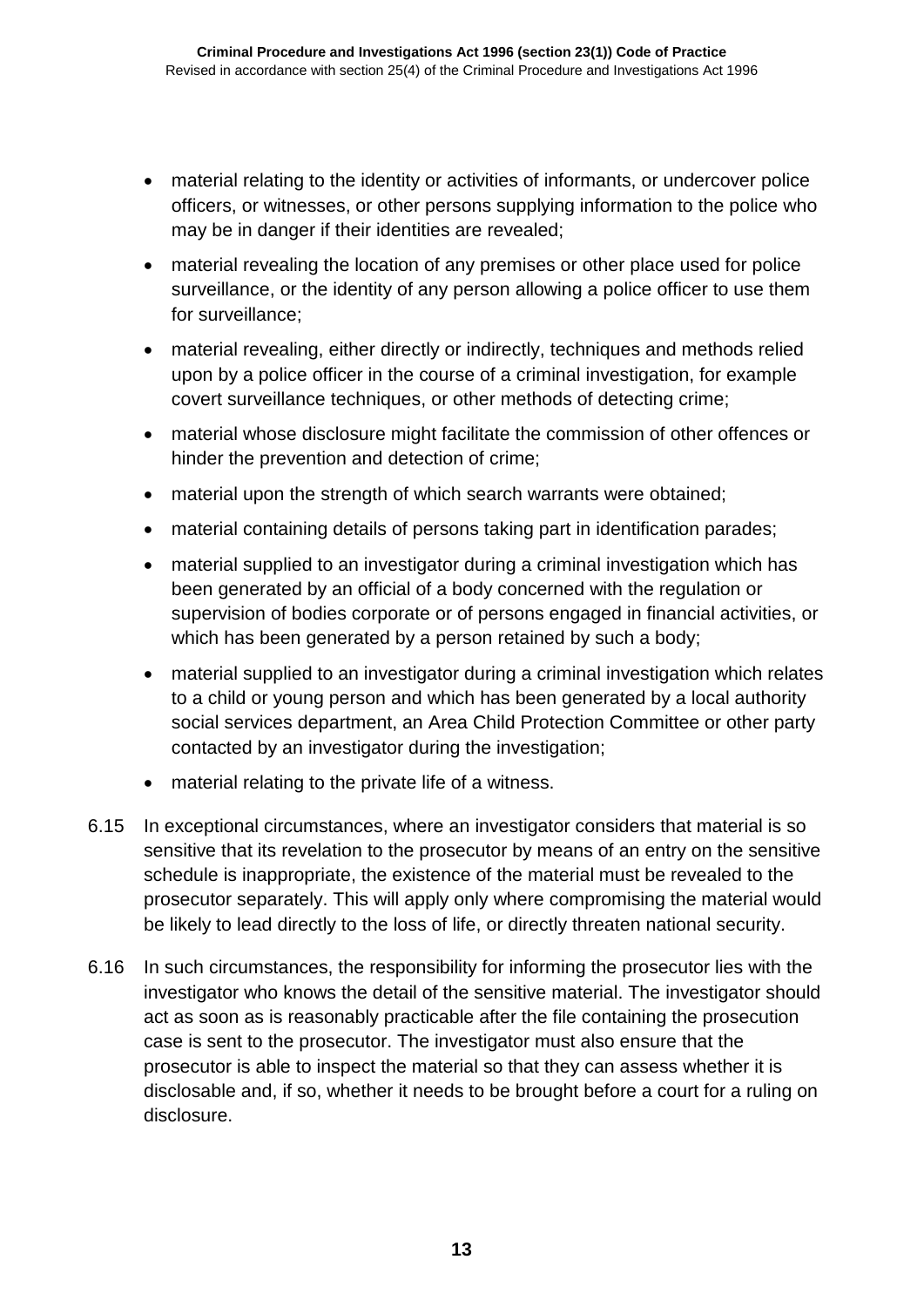- material relating to the identity or activities of informants, or undercover police officers, or witnesses, or other persons supplying information to the police who may be in danger if their identities are revealed;
- material revealing the location of any premises or other place used for police surveillance, or the identity of any person allowing a police officer to use them for surveillance;
- material revealing, either directly or indirectly, techniques and methods relied upon by a police officer in the course of a criminal investigation, for example covert surveillance techniques, or other methods of detecting crime;
- material whose disclosure might facilitate the commission of other offences or hinder the prevention and detection of crime;
- material upon the strength of which search warrants were obtained;
- material containing details of persons taking part in identification parades;
- material supplied to an investigator during a criminal investigation which has been generated by an official of a body concerned with the regulation or supervision of bodies corporate or of persons engaged in financial activities, or which has been generated by a person retained by such a body;
- material supplied to an investigator during a criminal investigation which relates to a child or young person and which has been generated by a local authority social services department, an Area Child Protection Committee or other party contacted by an investigator during the investigation;
- material relating to the private life of a witness.

6.15 In exceptional circumstances, where an investigator considers that material is so sensitive that its revelation to the prosecutor by means of an entry on the sensitive schedule is inappropriate, the existence of the material must be revealed to the prosecutor separately. This will apply only where compromising the material would be likely to lead directly to the loss of life, or directly threaten national security.

6.16 In such circumstances, the responsibility for informing the prosecutor lies with the investigator who knows the detail of the sensitive material. The investigator should act as soon as is reasonably practicable after the file containing the prosecution case is sent to the prosecutor. The investigator must also ensure that the prosecutor is able to inspect the material so that they can assess whether it is disclosable and, if so, whether it needs to be brought before a court for a ruling on disclosure.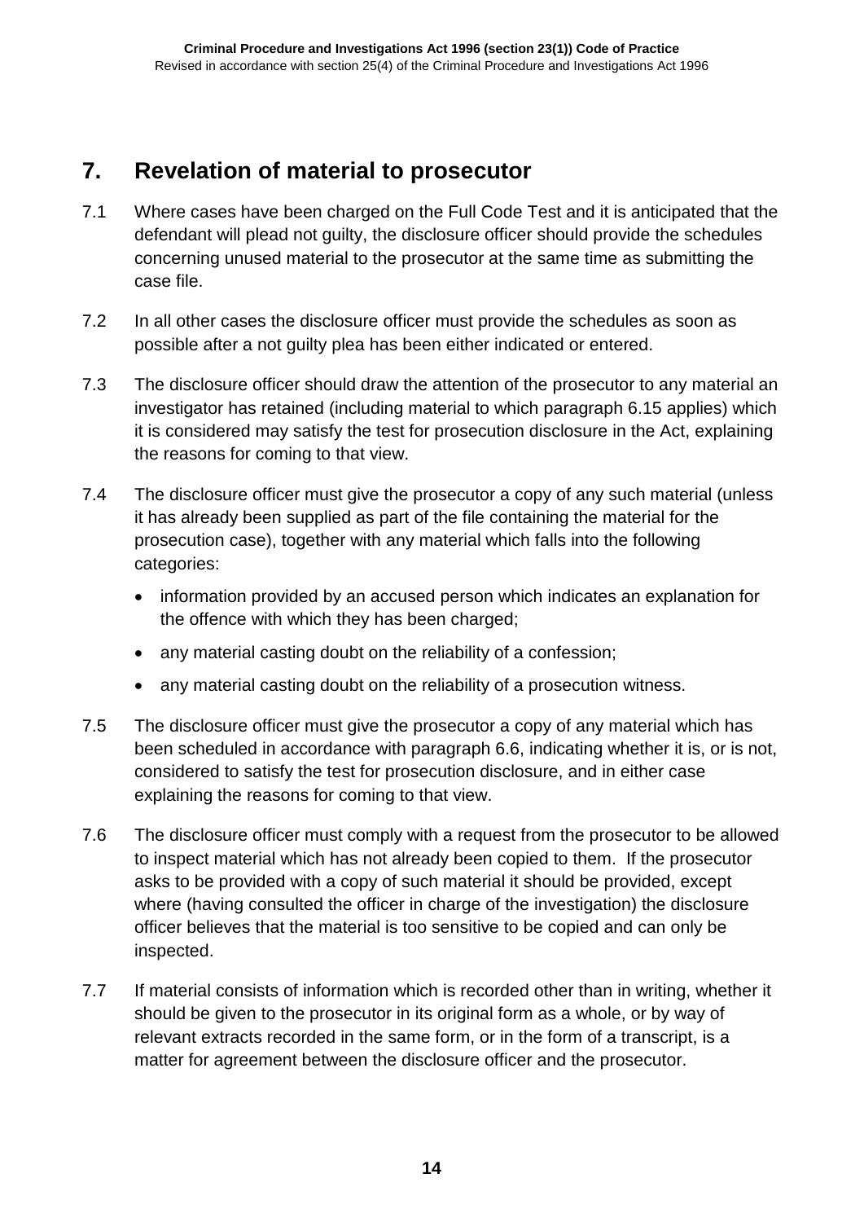## 7. Revelation of material to prosecutor

7.1 Where cases have been charged on the Full Code Test and it is anticipated that the defendant will plead not guilty, the disclosure officer should provide the schedules concerning unused material to the prosecutor at the same time as submitting the case file.

7.2 In all other cases the disclosure officer must provide the schedules as soon as possible after a not guilty plea has been either indicated or entered.

7.3 The disclosure officer should draw the attention of the prosecutor to any material an investigator has retained (including material to which paragraph 6.15 applies) which it is considered may satisfy the test for prosecution disclosure in the Act, explaining the reasons for coming to that view.

7.4 The disclosure officer must give the prosecutor a copy of any such material (unless it has already been supplied as part of the file containing the material for the prosecution case), together with any material which falls into the following categories:

- information provided by an accused person which indicates an explanation for the offence with which they has been charged;
- any material casting doubt on the reliability of a confession;
- any material casting doubt on the reliability of a prosecution witness.

7.5 The disclosure officer must give the prosecutor a copy of any material which has been scheduled in accordance with paragraph 6.6, indicating whether it is, or is not, considered to satisfy the test for prosecution disclosure, and in either case explaining the reasons for coming to that view.

7.6 The disclosure officer must comply with a request from the prosecutor to be allowed to inspect material which has not already been copied to them. If the prosecutor asks to be provided with a copy of such material it should be provided, except where (having consulted the officer in charge of the investigation) the disclosure officer believes that the material is too sensitive to be copied and can only be inspected.

7.7 If material consists of information which is recorded other than in writing, whether it should be given to the prosecutor in its original form as a whole, or by way of relevant extracts recorded in the same form, or in the form of a transcript, is a matter for agreement between the disclosure officer and the prosecutor.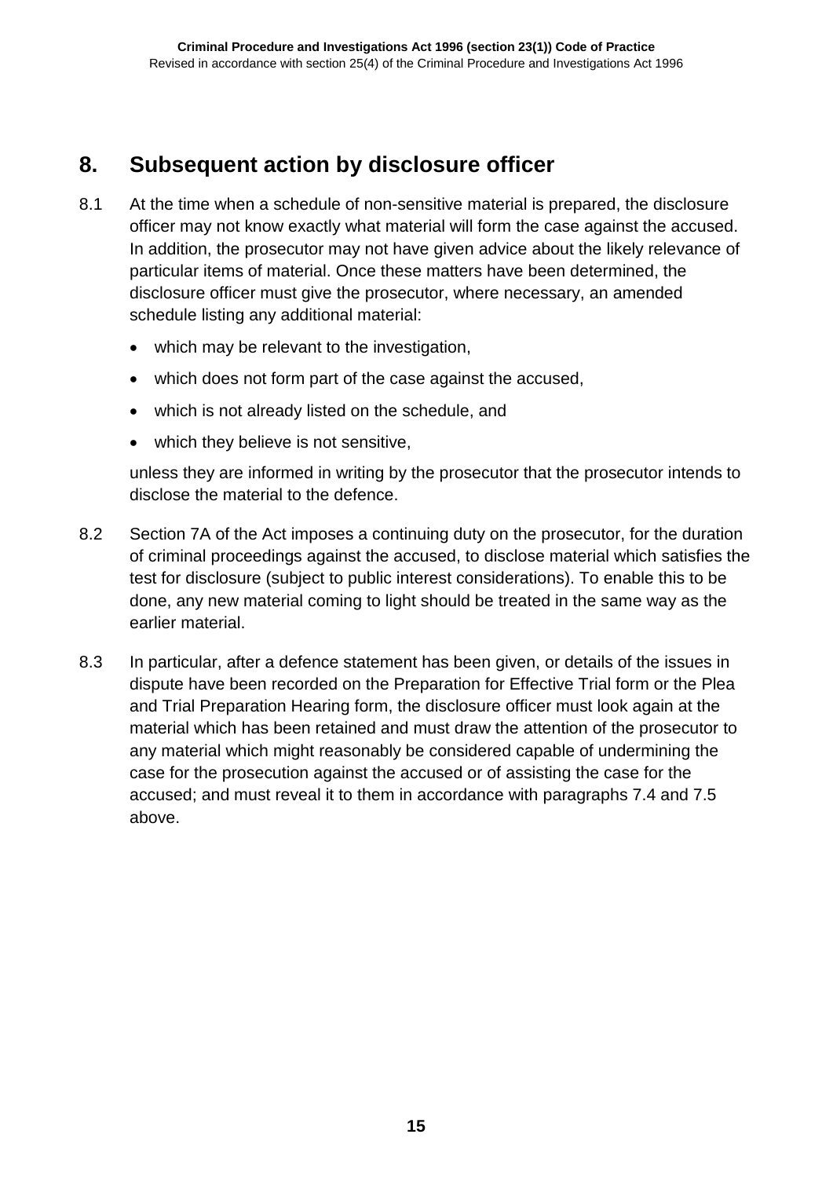## 8. Subsequent action by disclosure officer

8.1 At the time when a schedule of non-sensitive material is prepared, the disclosure officer may not know exactly what material will form the case against the accused. In addition, the prosecutor may not have given advice about the likely relevance of particular items of material. Once these matters have been determined, the disclosure officer must give the prosecutor, where necessary, an amended schedule listing any additional material:

- which may be relevant to the investigation,
- which does not form part of the case against the accused,
- which is not already listed on the schedule, and
- which they believe is not sensitive,

unless they are informed in writing by the prosecutor that the prosecutor intends to disclose the material to the defence.

8.2 Section 7A of the Act imposes a continuing duty on the prosecutor, for the duration of criminal proceedings against the accused, to disclose material which satisfies the test for disclosure (subject to public interest considerations). To enable this to be done, any new material coming to light should be treated in the same way as the earlier material.

8.3 In particular, after a defence statement has been given, or details of the issues in dispute have been recorded on the Preparation for Effective Trial form or the Plea and Trial Preparation Hearing form, the disclosure officer must look again at the material which has been retained and must draw the attention of the prosecutor to any material which might reasonably be considered capable of undermining the case for the prosecution against the accused or of assisting the case for the accused; and must reveal it to them in accordance with paragraphs 7.4 and 7.5 above.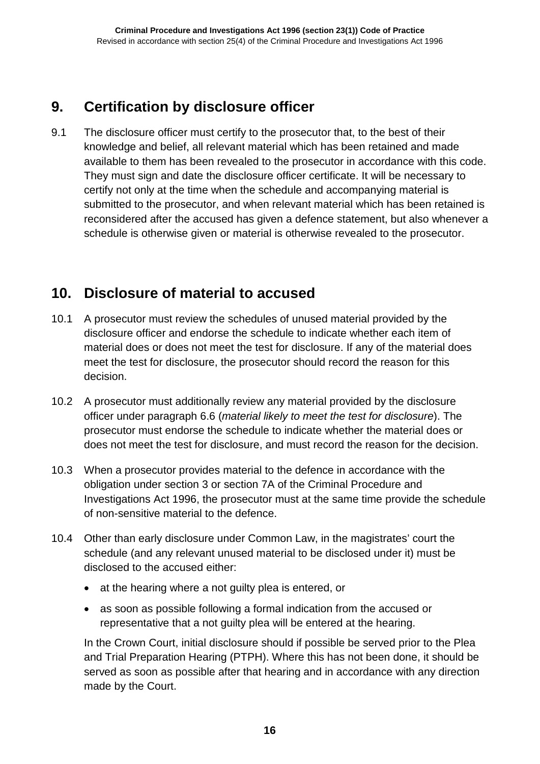## 9. Certification by disclosure officer

9.1 The disclosure officer must certify to the prosecutor that, to the best of their knowledge and belief, all relevant material which has been retained and made available to them has been revealed to the prosecutor in accordance with this code. They must sign and date the disclosure officer certificate. It will be necessary to certify not only at the time when the schedule and accompanying material is submitted to the prosecutor, and when relevant material which has been retained is reconsidered after the accused has given a defence statement, but also whenever a schedule is otherwise given or material is otherwise revealed to the prosecutor.

## 10. Disclosure of material to accused

10.1 A prosecutor must review the schedules of unused material provided by the disclosure officer and endorse the schedule to indicate whether each item of material does or does not meet the test for disclosure. If any of the material does meet the test for disclosure, the prosecutor should record the reason for this decision.

10.2 A prosecutor must additionally review any material provided by the disclosure officer under paragraph 6.6 (*material likely to meet the test for disclosure*). The prosecutor must endorse the schedule to indicate whether the material does or does not meet the test for disclosure, and must record the reason for the decision.

10.3 When a prosecutor provides material to the defence in accordance with the obligation under section 3 or section 7A of the Criminal Procedure and Investigations Act 1996, the prosecutor must at the same time provide the schedule of non-sensitive material to the defence.

10.4 Other than early disclosure under Common Law, in the magistrates' court the schedule (and any relevant unused material to be disclosed under it) must be disclosed to the accused either:

- at the hearing where a not guilty plea is entered, or
- as soon as possible following a formal indication from the accused or representative that a not guilty plea will be entered at the hearing.

In the Crown Court, initial disclosure should if possible be served prior to the Plea and Trial Preparation Hearing (PTPH). Where this has not been done, it should be served as soon as possible after that hearing and in accordance with any direction made by the Court.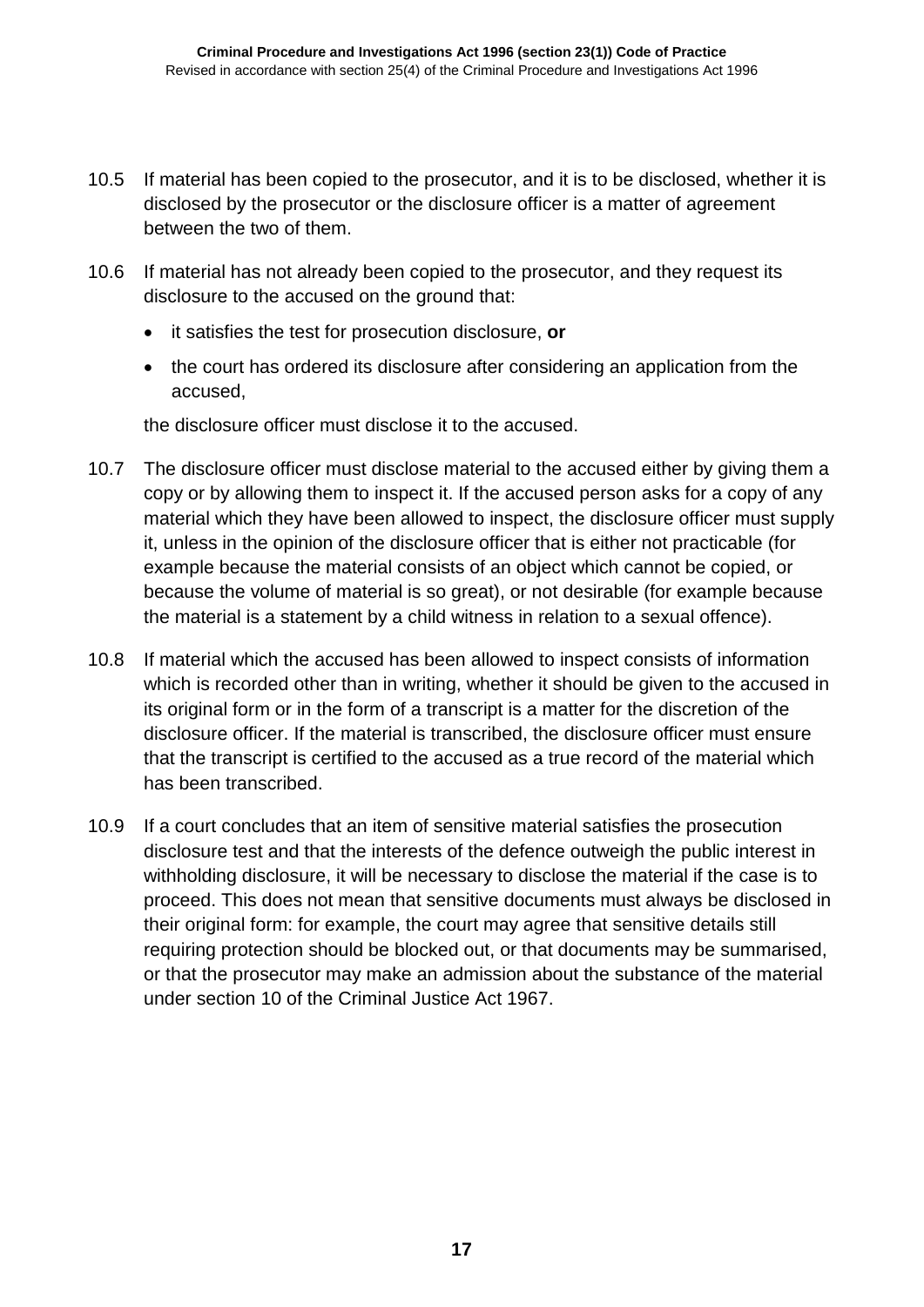10.5 If material has been copied to the prosecutor, and it is to be disclosed, whether it is disclosed by the prosecutor or the disclosure officer is a matter of agreement between the two of them.

10.6 If material has not already been copied to the prosecutor, and they request its disclosure to the accused on the ground that:

- it satisfies the test for prosecution disclosure, **or**
- the court has ordered its disclosure after considering an application from the accused,

the disclosure officer must disclose it to the accused.

10.7 The disclosure officer must disclose material to the accused either by giving them a copy or by allowing them to inspect it. If the accused person asks for a copy of any material which they have been allowed to inspect, the disclosure officer must supply it, unless in the opinion of the disclosure officer that is either not practicable (for example because the material consists of an object which cannot be copied, or because the volume of material is so great), or not desirable (for example because the material is a statement by a child witness in relation to a sexual offence).

10.8 If material which the accused has been allowed to inspect consists of information which is recorded other than in writing, whether it should be given to the accused in its original form or in the form of a transcript is a matter for the discretion of the disclosure officer. If the material is transcribed, the disclosure officer must ensure that the transcript is certified to the accused as a true record of the material which has been transcribed.

10.9 If a court concludes that an item of sensitive material satisfies the prosecution disclosure test and that the interests of the defence outweigh the public interest in withholding disclosure, it will be necessary to disclose the material if the case is to proceed. This does not mean that sensitive documents must always be disclosed in their original form: for example, the court may agree that sensitive details still requiring protection should be blocked out, or that documents may be summarised, or that the prosecutor may make an admission about the substance of the material under section 10 of the Criminal Justice Act 1967.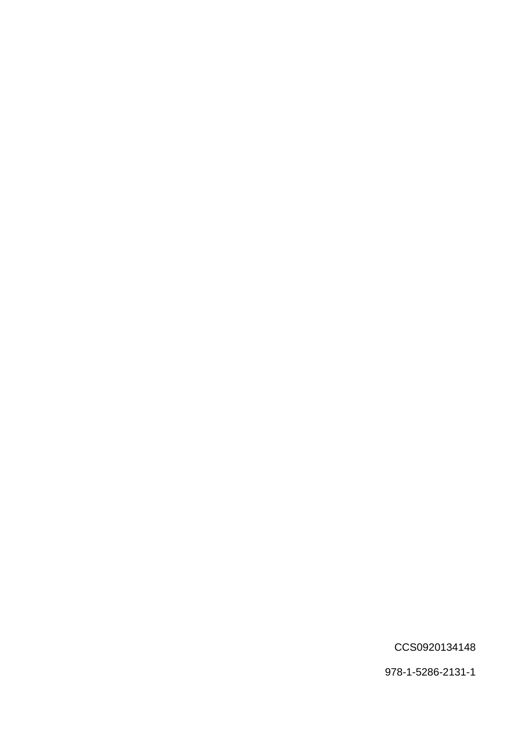CCS0920134148

978-1-5286-2131-1